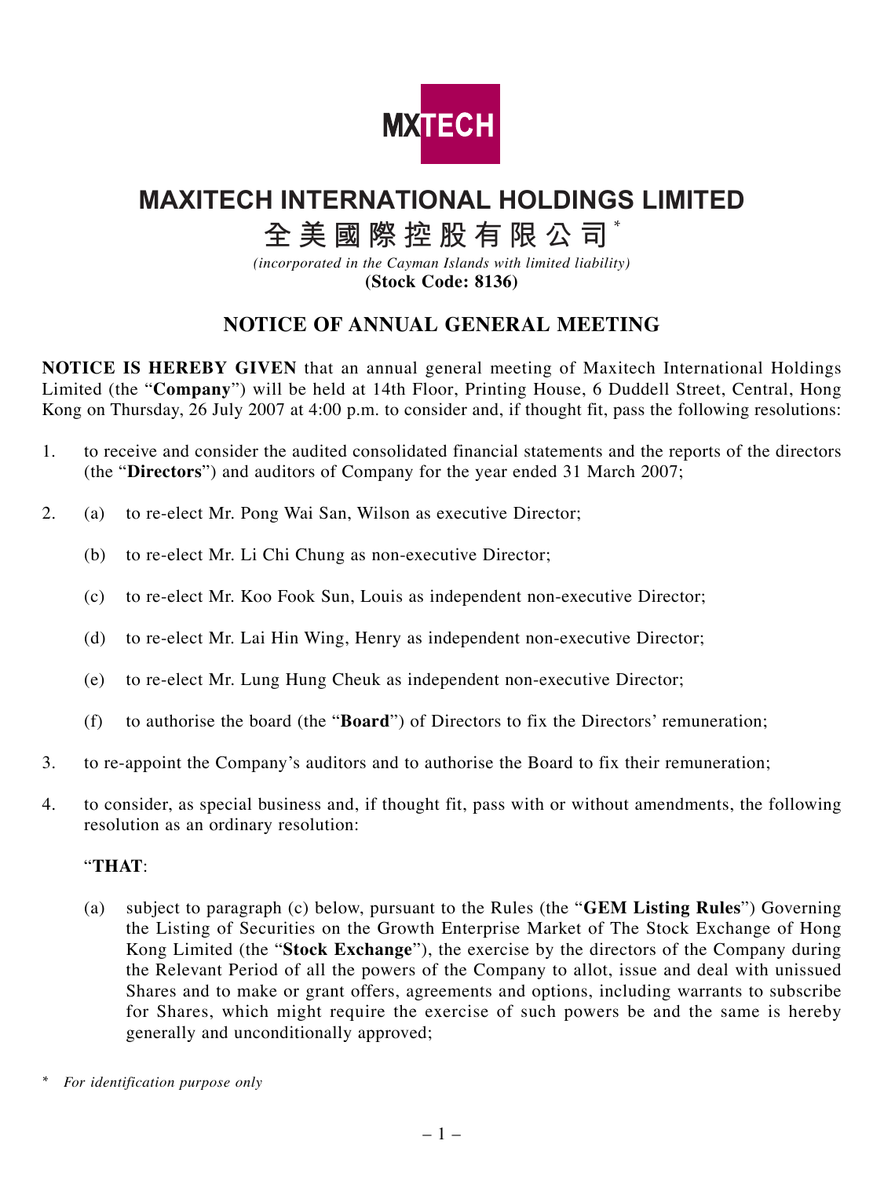MXTECH

# MAXITECH INTERNATIONAL HOLDINGS LIMITED

# 全美國際控股有限公司*

*(incorporated in the Cayman Islands with limited liability)*

**(Stock Code: 8136)**

## NOTICE OF ANNUAL GENERAL MEETING

**NOTICE IS HEREBY GIVEN** that an annual general meeting of Maxitech International Holdings Limited (the "**Company**") will be held at 14th Floor, Printing House, 6 Duddell Street, Central, Hong Kong on Thursday, 26 July 2007 at 4:00 p.m. to consider and, if thought fit, pass the following resolutions:

1. to receive and consider the audited consolidated financial statements and the reports of the directors (the "**Directors**") and auditors of Company for the year ended 31 March 2007;

2. (a) to re-elect Mr. Pong Wai San, Wilson as executive Director;

   (b) to re-elect Mr. Li Chi Chung as non-executive Director;

   (c) to re-elect Mr. Koo Fook Sun, Louis as independent non-executive Director;

   (d) to re-elect Mr. Lai Hin Wing, Henry as independent non-executive Director;

   (e) to re-elect Mr. Lung Hung Cheuk as independent non-executive Director;

   (f) to authorise the board (the "**Board**") of Directors to fix the Directors' remuneration;

3. to re-appoint the Company's auditors and to authorise the Board to fix their remuneration;

4. to consider, as special business and, if thought fit, pass with or without amendments, the following resolution as an ordinary resolution:

   "**THAT**:

   (a) subject to paragraph (c) below, pursuant to the Rules (the "**GEM Listing Rules**") Governing the Listing of Securities on the Growth Enterprise Market of The Stock Exchange of Hong Kong Limited (the "**Stock Exchange**"), the exercise by the directors of the Company during the Relevant Period of all the powers of the Company to allot, issue and deal with unissued Shares and to make or grant offers, agreements and options, including warrants to subscribe for Shares, which might require the exercise of such powers be and the same is hereby generally and unconditionally approved;

\* *For identification purpose only*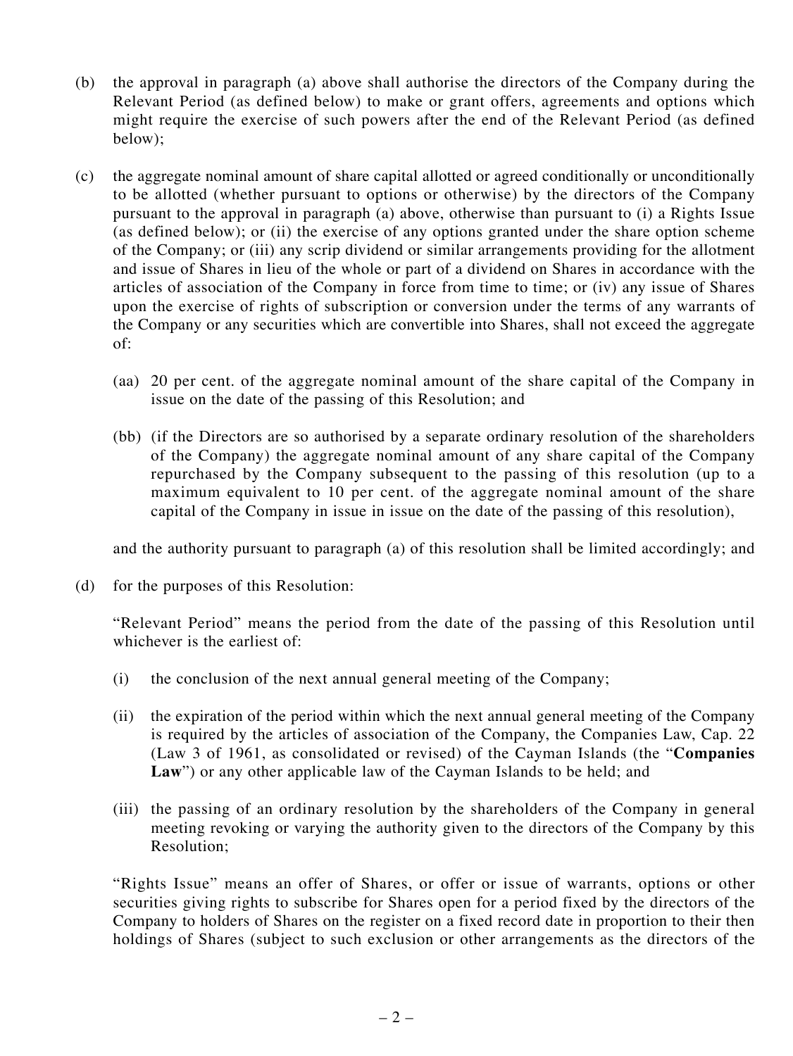(b) the approval in paragraph (a) above shall authorise the directors of the Company during the Relevant Period (as defined below) to make or grant offers, agreements and options which might require the exercise of such powers after the end of the Relevant Period (as defined below);

(c) the aggregate nominal amount of share capital allotted or agreed conditionally or unconditionally to be allotted (whether pursuant to options or otherwise) by the directors of the Company pursuant to the approval in paragraph (a) above, otherwise than pursuant to (i) a Rights Issue (as defined below); or (ii) the exercise of any options granted under the share option scheme of the Company; or (iii) any scrip dividend or similar arrangements providing for the allotment and issue of Shares in lieu of the whole or part of a dividend on Shares in accordance with the articles of association of the Company in force from time to time; or (iv) any issue of Shares upon the exercise of rights of subscription or conversion under the terms of any warrants of the Company or any securities which are convertible into Shares, shall not exceed the aggregate of:

    (aa) 20 per cent. of the aggregate nominal amount of the share capital of the Company in issue on the date of the passing of this Resolution; and

    (bb) (if the Directors are so authorised by a separate ordinary resolution of the shareholders of the Company) the aggregate nominal amount of any share capital of the Company repurchased by the Company subsequent to the passing of this resolution (up to a maximum equivalent to 10 per cent. of the aggregate nominal amount of the share capital of the Company in issue in issue on the date of the passing of this resolution),

    and the authority pursuant to paragraph (a) of this resolution shall be limited accordingly; and

(d) for the purposes of this Resolution:

    "Relevant Period" means the period from the date of the passing of this Resolution until whichever is the earliest of:

    (i) the conclusion of the next annual general meeting of the Company;

    (ii) the expiration of the period within which the next annual general meeting of the Company is required by the articles of association of the Company, the Companies Law, Cap. 22 (Law 3 of 1961, as consolidated or revised) of the Cayman Islands (the "**Companies Law**") or any other applicable law of the Cayman Islands to be held; and

    (iii) the passing of an ordinary resolution by the shareholders of the Company in general meeting revoking or varying the authority given to the directors of the Company by this Resolution;

    "Rights Issue" means an offer of Shares, or offer or issue of warrants, options or other securities giving rights to subscribe for Shares open for a period fixed by the directors of the Company to holders of Shares on the register on a fixed record date in proportion to their then holdings of Shares (subject to such exclusion or other arrangements as the directors of the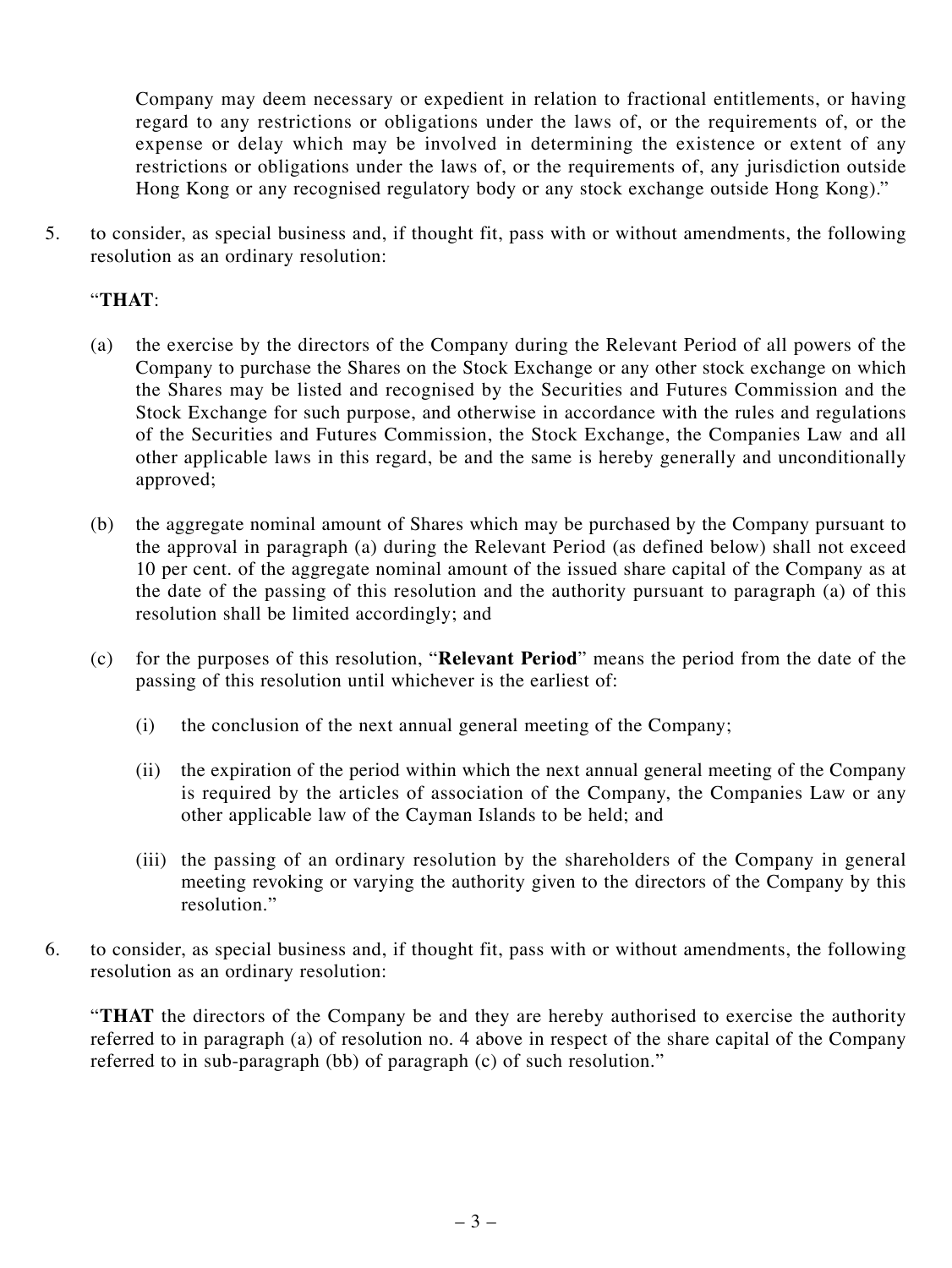Company may deem necessary or expedient in relation to fractional entitlements, or having regard to any restrictions or obligations under the laws of, or the requirements of, or the expense or delay which may be involved in determining the existence or extent of any restrictions or obligations under the laws of, or the requirements of, any jurisdiction outside Hong Kong or any recognised regulatory body or any stock exchange outside Hong Kong)."

5. to consider, as special business and, if thought fit, pass with or without amendments, the following resolution as an ordinary resolution:

   "**THAT**:

   (a) the exercise by the directors of the Company during the Relevant Period of all powers of the Company to purchase the Shares on the Stock Exchange or any other stock exchange on which the Shares may be listed and recognised by the Securities and Futures Commission and the Stock Exchange for such purpose, and otherwise in accordance with the rules and regulations of the Securities and Futures Commission, the Stock Exchange, the Companies Law and all other applicable laws in this regard, be and the same is hereby generally and unconditionally approved;

   (b) the aggregate nominal amount of Shares which may be purchased by the Company pursuant to the approval in paragraph (a) during the Relevant Period (as defined below) shall not exceed 10 per cent. of the aggregate nominal amount of the issued share capital of the Company as at the date of the passing of this resolution and the authority pursuant to paragraph (a) of this resolution shall be limited accordingly; and

   (c) for the purposes of this resolution, "**Relevant Period**" means the period from the date of the passing of this resolution until whichever is the earliest of:

      (i) the conclusion of the next annual general meeting of the Company;

      (ii) the expiration of the period within which the next annual general meeting of the Company is required by the articles of association of the Company, the Companies Law or any other applicable law of the Cayman Islands to be held; and

      (iii) the passing of an ordinary resolution by the shareholders of the Company in general meeting revoking or varying the authority given to the directors of the Company by this resolution."

6. to consider, as special business and, if thought fit, pass with or without amendments, the following resolution as an ordinary resolution:

   "**THAT** the directors of the Company be and they are hereby authorised to exercise the authority referred to in paragraph (a) of resolution no. 4 above in respect of the share capital of the Company referred to in sub-paragraph (bb) of paragraph (c) of such resolution."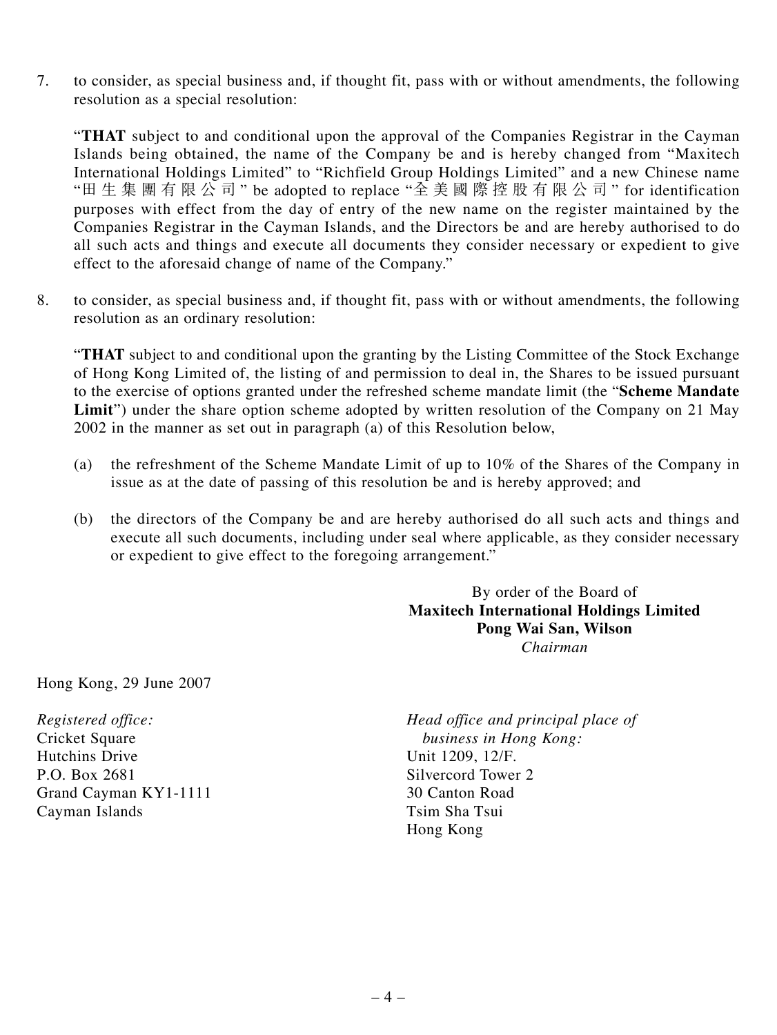7. to consider, as special business and, if thought fit, pass with or without amendments, the following resolution as a special resolution:

   "**THAT** subject to and conditional upon the approval of the Companies Registrar in the Cayman Islands being obtained, the name of the Company be and is hereby changed from "Maxitech International Holdings Limited" to "Richfield Group Holdings Limited" and a new Chinese name "田生集團有限公司" be adopted to replace "全美國際控股有限公司" for identification purposes with effect from the day of entry of the new name on the register maintained by the Companies Registrar in the Cayman Islands, and the Directors be and are hereby authorised to do all such acts and things and execute all documents they consider necessary or expedient to give effect to the aforesaid change of name of the Company."

8. to consider, as special business and, if thought fit, pass with or without amendments, the following resolution as an ordinary resolution:

   "**THAT** subject to and conditional upon the granting by the Listing Committee of the Stock Exchange of Hong Kong Limited of, the listing of and permission to deal in, the Shares to be issued pursuant to the exercise of options granted under the refreshed scheme mandate limit (the "**Scheme Mandate Limit**") under the share option scheme adopted by written resolution of the Company on 21 May 2002 in the manner as set out in paragraph (a) of this Resolution below,

   (a) the refreshment of the Scheme Mandate Limit of up to 10% of the Shares of the Company in issue as at the date of passing of this resolution be and is hereby approved; and

   (b) the directors of the Company be and are hereby authorised do all such acts and things and execute all such documents, including under seal where applicable, as they consider necessary or expedient to give effect to the foregoing arrangement."

By order of the Board of
**Maxitech International Holdings Limited**
**Pong Wai San, Wilson**
*Chairman*

Hong Kong, 29 June 2007

*Registered office:*
Cricket Square
Hutchins Drive
P.O. Box 2681
Grand Cayman KY1-1111
Cayman Islands

*Head office and principal place of business in Hong Kong:*
Unit 1209, 12/F.
Silvercord Tower 2
30 Canton Road
Tsim Sha Tsui
Hong Kong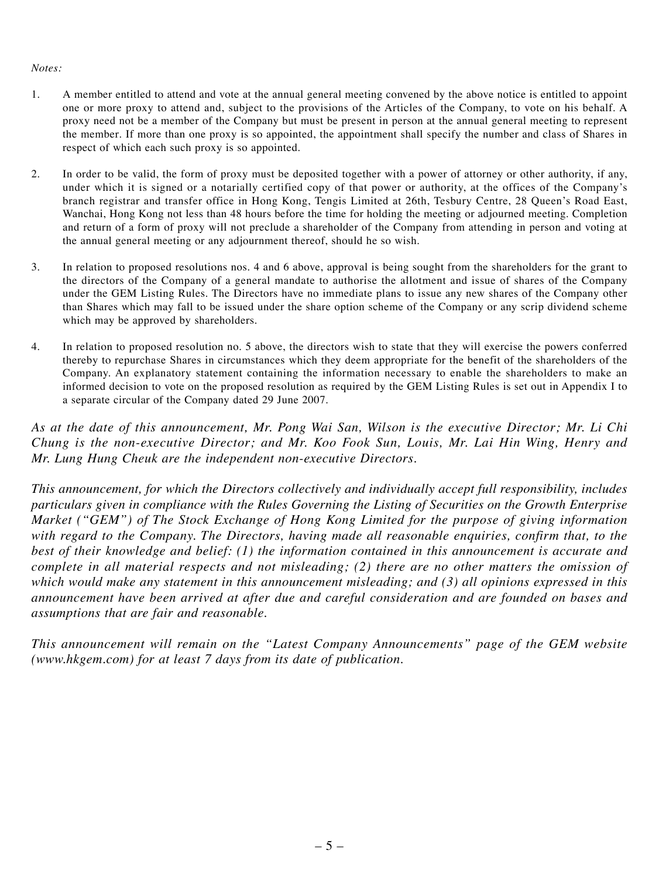*Notes:*

1. A member entitled to attend and vote at the annual general meeting convened by the above notice is entitled to appoint one or more proxy to attend and, subject to the provisions of the Articles of the Company, to vote on his behalf. A proxy need not be a member of the Company but must be present in person at the annual general meeting to represent the member. If more than one proxy is so appointed, the appointment shall specify the number and class of Shares in respect of which each such proxy is so appointed.

2. In order to be valid, the form of proxy must be deposited together with a power of attorney or other authority, if any, under which it is signed or a notarially certified copy of that power or authority, at the offices of the Company's branch registrar and transfer office in Hong Kong, Tengis Limited at 26th, Tesbury Centre, 28 Queen's Road East, Wanchai, Hong Kong not less than 48 hours before the time for holding the meeting or adjourned meeting. Completion and return of a form of proxy will not preclude a shareholder of the Company from attending in person and voting at the annual general meeting or any adjournment thereof, should he so wish.

3. In relation to proposed resolutions nos. 4 and 6 above, approval is being sought from the shareholders for the grant to the directors of the Company of a general mandate to authorise the allotment and issue of shares of the Company under the GEM Listing Rules. The Directors have no immediate plans to issue any new shares of the Company other than Shares which may fall to be issued under the share option scheme of the Company or any scrip dividend scheme which may be approved by shareholders.

4. In relation to proposed resolution no. 5 above, the directors wish to state that they will exercise the powers conferred thereby to repurchase Shares in circumstances which they deem appropriate for the benefit of the shareholders of the Company. An explanatory statement containing the information necessary to enable the shareholders to make an informed decision to vote on the proposed resolution as required by the GEM Listing Rules is set out in Appendix I to a separate circular of the Company dated 29 June 2007.

*As at the date of this announcement, Mr. Pong Wai San, Wilson is the executive Director; Mr. Li Chi Chung is the non-executive Director; and Mr. Koo Fook Sun, Louis, Mr. Lai Hin Wing, Henry and Mr. Lung Hung Cheuk are the independent non-executive Directors.*

*This announcement, for which the Directors collectively and individually accept full responsibility, includes particulars given in compliance with the Rules Governing the Listing of Securities on the Growth Enterprise Market ("GEM") of The Stock Exchange of Hong Kong Limited for the purpose of giving information with regard to the Company. The Directors, having made all reasonable enquiries, confirm that, to the best of their knowledge and belief: (1) the information contained in this announcement is accurate and complete in all material respects and not misleading; (2) there are no other matters the omission of which would make any statement in this announcement misleading; and (3) all opinions expressed in this announcement have been arrived at after due and careful consideration and are founded on bases and assumptions that are fair and reasonable.*

*This announcement will remain on the "Latest Company Announcements" page of the GEM website (www.hkgem.com) for at least 7 days from its date of publication.*